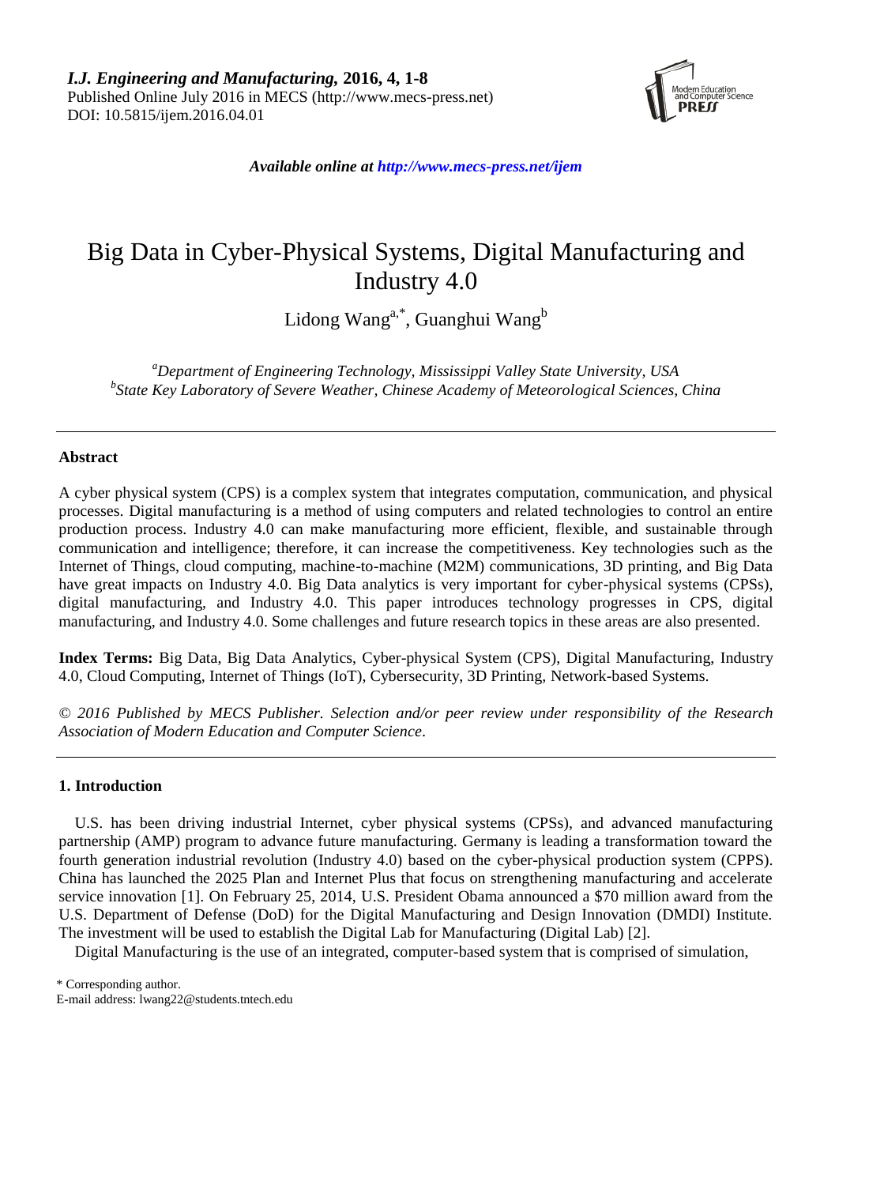# Big Data in Cyber-Physical Systems, Digital Manufacturing and Industry 4.0

Lidong Wang[a,*], Guanghui Wang[b]

[a]*Department of Engineering Technology, Mississippi Valley State University, USA*
[b]*State Key Laboratory of Severe Weather, Chinese Academy of Meteorological Sciences, China*

---

## Abstract

A cyber physical system (CPS) is a complex system that integrates computation, communication, and physical processes. Digital manufacturing is a method of using computers and related technologies to control an entire production process. Industry 4.0 can make manufacturing more efficient, flexible, and sustainable through communication and intelligence; therefore, it can increase the competitiveness. Key technologies such as the Internet of Things, cloud computing, machine-to-machine (M2M) communications, 3D printing, and Big Data have great impacts on Industry 4.0. Big Data analytics is very important for cyber-physical systems (CPSs), digital manufacturing, and Industry 4.0. This paper introduces technology progresses in CPS, digital manufacturing, and Industry 4.0. Some challenges and future research topics in these areas are also presented.

**Index Terms:** Big Data, Big Data Analytics, Cyber-physical System (CPS), Digital Manufacturing, Industry 4.0, Cloud Computing, Internet of Things (IoT), Cybersecurity, 3D Printing, Network-based Systems.

*© 2016 Published by MECS Publisher. Selection and/or peer review under responsibility of the Research Association of Modern Education and Computer Science.*

---

## 1. Introduction

U.S. has been driving industrial Internet, cyber physical systems (CPSs), and advanced manufacturing partnership (AMP) program to advance future manufacturing. Germany is leading a transformation toward the fourth generation industrial revolution (Industry 4.0) based on the cyber-physical production system (CPPS). China has launched the 2025 Plan and Internet Plus that focus on strengthening manufacturing and accelerate service innovation [1]. On February 25, 2014, U.S. President Obama announced a $70 million award from the U.S. Department of Defense (DoD) for the Digital Manufacturing and Design Innovation (DMDI) Institute. The investment will be used to establish the Digital Lab for Manufacturing (Digital Lab) [2].

Digital Manufacturing is the use of an integrated, computer-based system that is comprised of simulation,

\* Corresponding author.
E-mail address: lwang22@students.tntech.edu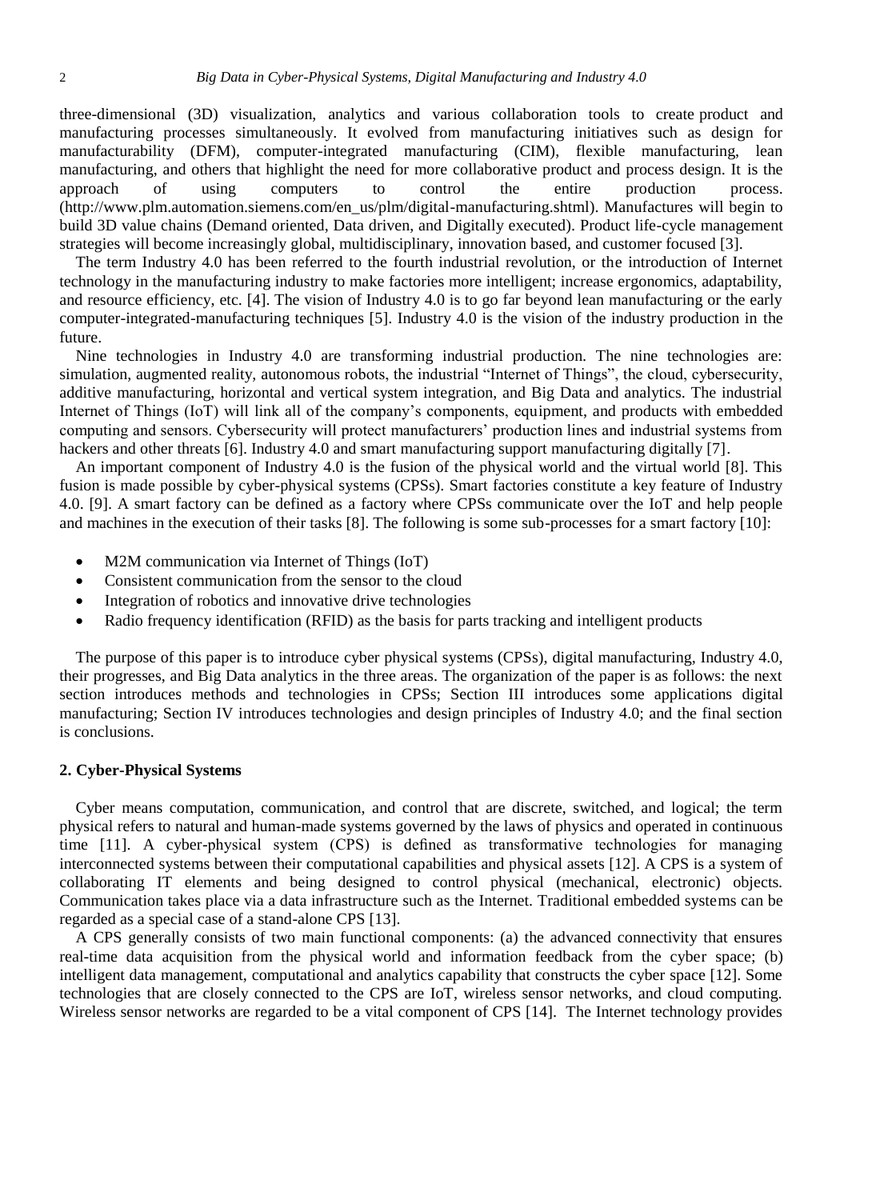three-dimensional (3D) visualization, analytics and various collaboration tools to create product and manufacturing processes simultaneously. It evolved from manufacturing initiatives such as design for manufacturability (DFM), computer-integrated manufacturing (CIM), flexible manufacturing, lean manufacturing, and others that highlight the need for more collaborative product and process design. It is the approach of using computers to control the entire production process. (http://www.plm.automation.siemens.com/en_us/plm/digital-manufacturing.shtml). Manufactures will begin to build 3D value chains (Demand oriented, Data driven, and Digitally executed). Product life-cycle management strategies will become increasingly global, multidisciplinary, innovation based, and customer focused [3].

The term Industry 4.0 has been referred to the fourth industrial revolution, or the introduction of Internet technology in the manufacturing industry to make factories more intelligent; increase ergonomics, adaptability, and resource efficiency, etc. [4]. The vision of Industry 4.0 is to go far beyond lean manufacturing or the early computer-integrated-manufacturing techniques [5]. Industry 4.0 is the vision of the industry production in the future.

Nine technologies in Industry 4.0 are transforming industrial production. The nine technologies are: simulation, augmented reality, autonomous robots, the industrial "Internet of Things", the cloud, cybersecurity, additive manufacturing, horizontal and vertical system integration, and Big Data and analytics. The industrial Internet of Things (IoT) will link all of the company's components, equipment, and products with embedded computing and sensors. Cybersecurity will protect manufacturers' production lines and industrial systems from hackers and other threats [6]. Industry 4.0 and smart manufacturing support manufacturing digitally [7].

An important component of Industry 4.0 is the fusion of the physical world and the virtual world [8]. This fusion is made possible by cyber-physical systems (CPSs). Smart factories constitute a key feature of Industry 4.0. [9]. A smart factory can be defined as a factory where CPSs communicate over the IoT and help people and machines in the execution of their tasks [8]. The following is some sub-processes for a smart factory [10]:

- M2M communication via Internet of Things (IoT)
- Consistent communication from the sensor to the cloud
- Integration of robotics and innovative drive technologies
- Radio frequency identification (RFID) as the basis for parts tracking and intelligent products

The purpose of this paper is to introduce cyber physical systems (CPSs), digital manufacturing, Industry 4.0, their progresses, and Big Data analytics in the three areas. The organization of the paper is as follows: the next section introduces methods and technologies in CPSs; Section III introduces some applications digital manufacturing; Section IV introduces technologies and design principles of Industry 4.0; and the final section is conclusions.

## 2. Cyber-Physical Systems

Cyber means computation, communication, and control that are discrete, switched, and logical; the term physical refers to natural and human-made systems governed by the laws of physics and operated in continuous time [11]. A cyber-physical system (CPS) is defined as transformative technologies for managing interconnected systems between their computational capabilities and physical assets [12]. A CPS is a system of collaborating IT elements and being designed to control physical (mechanical, electronic) objects. Communication takes place via a data infrastructure such as the Internet. Traditional embedded systems can be regarded as a special case of a stand-alone CPS [13].

A CPS generally consists of two main functional components: (a) the advanced connectivity that ensures real-time data acquisition from the physical world and information feedback from the cyber space; (b) intelligent data management, computational and analytics capability that constructs the cyber space [12]. Some technologies that are closely connected to the CPS are IoT, wireless sensor networks, and cloud computing. Wireless sensor networks are regarded to be a vital component of CPS [14]. The Internet technology provides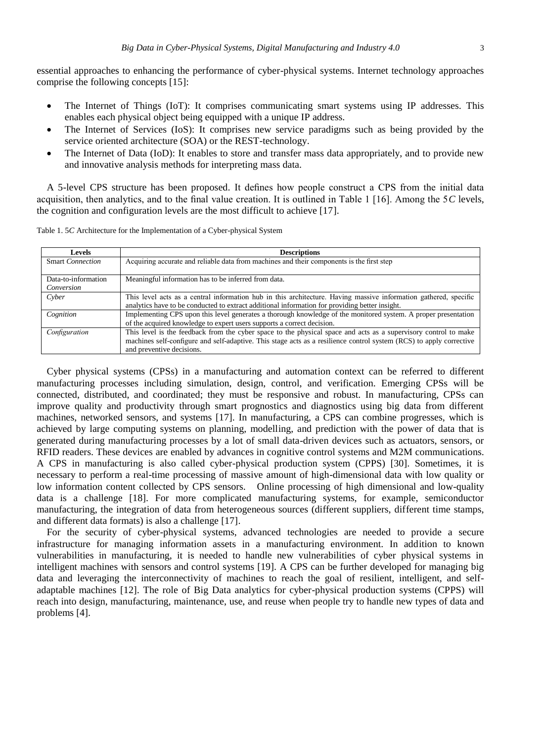essential approaches to enhancing the performance of cyber-physical systems. Internet technology approaches comprise the following concepts [15]:

- The Internet of Things (IoT): It comprises communicating smart systems using IP addresses. This enables each physical object being equipped with a unique IP address.
- The Internet of Services (IoS): It comprises new service paradigms such as being provided by the service oriented architecture (SOA) or the REST-technology.
- The Internet of Data (IoD): It enables to store and transfer mass data appropriately, and to provide new and innovative analysis methods for interpreting mass data.

A 5-level CPS structure has been proposed. It defines how people construct a CPS from the initial data acquisition, then analytics, and to the final value creation. It is outlined in Table 1 [16]. Among the 5*C* levels, the cognition and configuration levels are the most difficult to achieve [17].

Table 1. 5*C* Architecture for the Implementation of a Cyber-physical System

| Levels | Descriptions |
|---|---|
| Smart *Connection* | Acquiring accurate and reliable data from machines and their components is the first step |
| Data-to-information *Conversion* | Meaningful information has to be inferred from data. |
| *Cyber* | This level acts as a central information hub in this architecture. Having massive information gathered, specific analytics have to be conducted to extract additional information for providing better insight. |
| *Cognition* | Implementing CPS upon this level generates a thorough knowledge of the monitored system. A proper presentation of the acquired knowledge to expert users supports a correct decision. |
| *Configuration* | This level is the feedback from the cyber space to the physical space and acts as a supervisory control to make machines self-configure and self-adaptive. This stage acts as a resilience control system (RCS) to apply corrective and preventive decisions. |

Cyber physical systems (CPSs) in a manufacturing and automation context can be referred to different manufacturing processes including simulation, design, control, and verification. Emerging CPSs will be connected, distributed, and coordinated; they must be responsive and robust. In manufacturing, CPSs can improve quality and productivity through smart prognostics and diagnostics using big data from different machines, networked sensors, and systems [17]. In manufacturing, a CPS can combine progresses, which is achieved by large computing systems on planning, modelling, and prediction with the power of data that is generated during manufacturing processes by a lot of small data-driven devices such as actuators, sensors, or RFID readers. These devices are enabled by advances in cognitive control systems and M2M communications. A CPS in manufacturing is also called cyber-physical production system (CPPS) [30]. Sometimes, it is necessary to perform a real-time processing of massive amount of high-dimensional data with low quality or low information content collected by CPS sensors. Online processing of high dimensional and low-quality data is a challenge [18]. For more complicated manufacturing systems, for example, semiconductor manufacturing, the integration of data from heterogeneous sources (different suppliers, different time stamps, and different data formats) is also a challenge [17].

For the security of cyber-physical systems, advanced technologies are needed to provide a secure infrastructure for managing information assets in a manufacturing environment. In addition to known vulnerabilities in manufacturing, it is needed to handle new vulnerabilities of cyber physical systems in intelligent machines with sensors and control systems [19]. A CPS can be further developed for managing big data and leveraging the interconnectivity of machines to reach the goal of resilient, intelligent, and self-adaptable machines [12]. The role of Big Data analytics for cyber-physical production systems (CPPS) will reach into design, manufacturing, maintenance, use, and reuse when people try to handle new types of data and problems [4].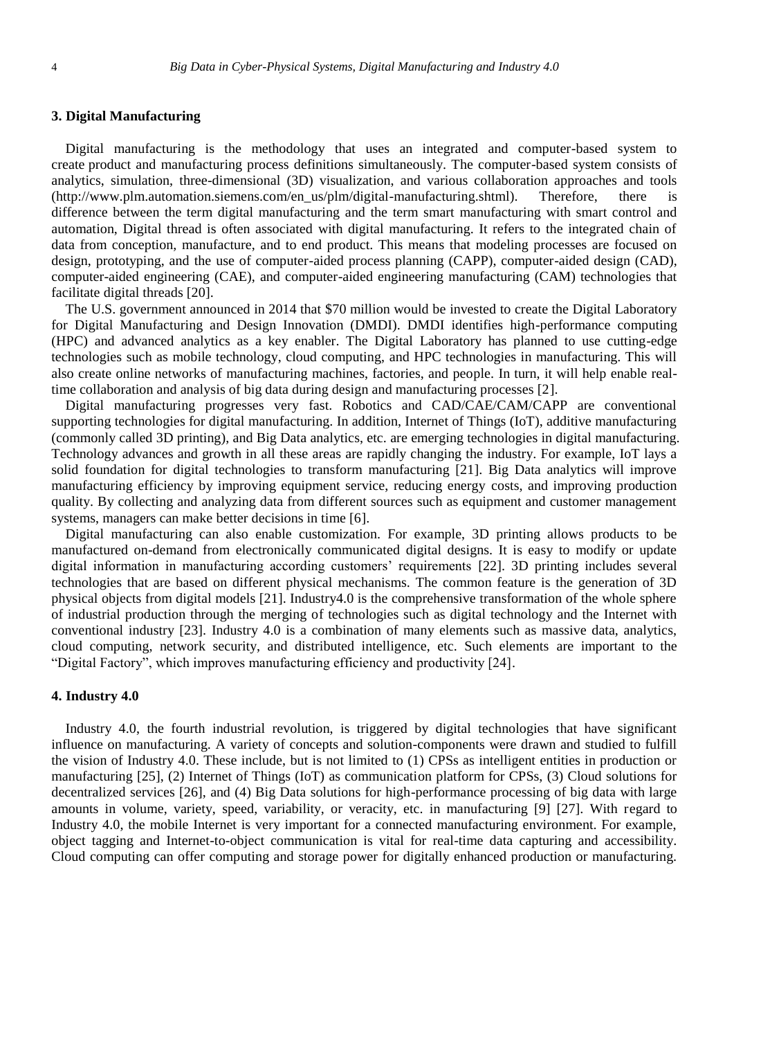## 3. Digital Manufacturing

Digital manufacturing is the methodology that uses an integrated and computer-based system to create product and manufacturing process definitions simultaneously. The computer-based system consists of analytics, simulation, three-dimensional (3D) visualization, and various collaboration approaches and tools (http://www.plm.automation.siemens.com/en_us/plm/digital-manufacturing.shtml). Therefore, there is difference between the term digital manufacturing and the term smart manufacturing with smart control and automation, Digital thread is often associated with digital manufacturing. It refers to the integrated chain of data from conception, manufacture, and to end product. This means that modeling processes are focused on design, prototyping, and the use of computer-aided process planning (CAPP), computer-aided design (CAD), computer-aided engineering (CAE), and computer-aided engineering manufacturing (CAM) technologies that facilitate digital threads [20].

The U.S. government announced in 2014 that $70 million would be invested to create the Digital Laboratory for Digital Manufacturing and Design Innovation (DMDI). DMDI identifies high-performance computing (HPC) and advanced analytics as a key enabler. The Digital Laboratory has planned to use cutting-edge technologies such as mobile technology, cloud computing, and HPC technologies in manufacturing. This will also create online networks of manufacturing machines, factories, and people. In turn, it will help enable real-time collaboration and analysis of big data during design and manufacturing processes [2].

Digital manufacturing progresses very fast. Robotics and CAD/CAE/CAM/CAPP are conventional supporting technologies for digital manufacturing. In addition, Internet of Things (IoT), additive manufacturing (commonly called 3D printing), and Big Data analytics, etc. are emerging technologies in digital manufacturing. Technology advances and growth in all these areas are rapidly changing the industry. For example, IoT lays a solid foundation for digital technologies to transform manufacturing [21]. Big Data analytics will improve manufacturing efficiency by improving equipment service, reducing energy costs, and improving production quality. By collecting and analyzing data from different sources such as equipment and customer management systems, managers can make better decisions in time [6].

Digital manufacturing can also enable customization. For example, 3D printing allows products to be manufactured on-demand from electronically communicated digital designs. It is easy to modify or update digital information in manufacturing according customers' requirements [22]. 3D printing includes several technologies that are based on different physical mechanisms. The common feature is the generation of 3D physical objects from digital models [21]. Industry4.0 is the comprehensive transformation of the whole sphere of industrial production through the merging of technologies such as digital technology and the Internet with conventional industry [23]. Industry 4.0 is a combination of many elements such as massive data, analytics, cloud computing, network security, and distributed intelligence, etc. Such elements are important to the "Digital Factory", which improves manufacturing efficiency and productivity [24].

## 4. Industry 4.0

Industry 4.0, the fourth industrial revolution, is triggered by digital technologies that have significant influence on manufacturing. A variety of concepts and solution-components were drawn and studied to fulfill the vision of Industry 4.0. These include, but is not limited to (1) CPSs as intelligent entities in production or manufacturing [25], (2) Internet of Things (IoT) as communication platform for CPSs, (3) Cloud solutions for decentralized services [26], and (4) Big Data solutions for high-performance processing of big data with large amounts in volume, variety, speed, variability, or veracity, etc. in manufacturing [9] [27]. With regard to Industry 4.0, the mobile Internet is very important for a connected manufacturing environment. For example, object tagging and Internet-to-object communication is vital for real-time data capturing and accessibility. Cloud computing can offer computing and storage power for digitally enhanced production or manufacturing.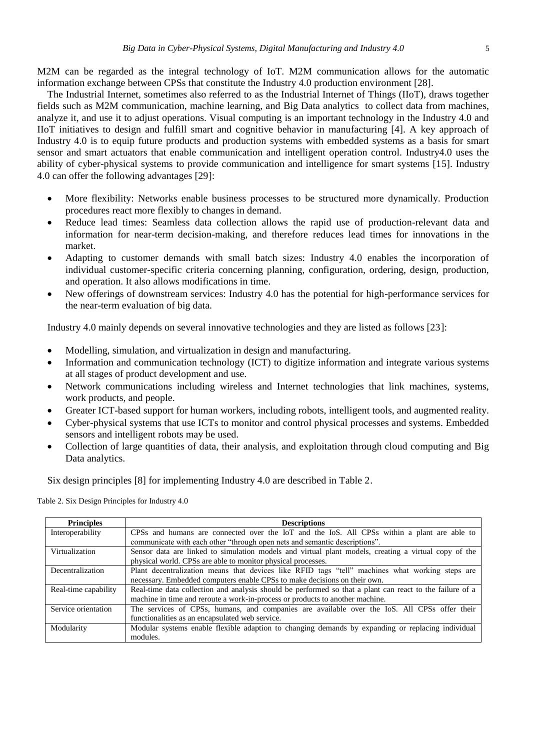M2M can be regarded as the integral technology of IoT. M2M communication allows for the automatic information exchange between CPSs that constitute the Industry 4.0 production environment [28].

The Industrial Internet, sometimes also referred to as the Industrial Internet of Things (IIoT), draws together fields such as M2M communication, machine learning, and Big Data analytics to collect data from machines, analyze it, and use it to adjust operations. Visual computing is an important technology in the Industry 4.0 and IIoT initiatives to design and fulfill smart and cognitive behavior in manufacturing [4]. A key approach of Industry 4.0 is to equip future products and production systems with embedded systems as a basis for smart sensor and smart actuators that enable communication and intelligent operation control. Industry4.0 uses the ability of cyber-physical systems to provide communication and intelligence for smart systems [15]. Industry 4.0 can offer the following advantages [29]:

- More flexibility: Networks enable business processes to be structured more dynamically. Production procedures react more flexibly to changes in demand.
- Reduce lead times: Seamless data collection allows the rapid use of production-relevant data and information for near-term decision-making, and therefore reduces lead times for innovations in the market.
- Adapting to customer demands with small batch sizes: Industry 4.0 enables the incorporation of individual customer-specific criteria concerning planning, configuration, ordering, design, production, and operation. It also allows modifications in time.
- New offerings of downstream services: Industry 4.0 has the potential for high-performance services for the near-term evaluation of big data.

Industry 4.0 mainly depends on several innovative technologies and they are listed as follows [23]:

- Modelling, simulation, and virtualization in design and manufacturing.
- Information and communication technology (ICT) to digitize information and integrate various systems at all stages of product development and use.
- Network communications including wireless and Internet technologies that link machines, systems, work products, and people.
- Greater ICT-based support for human workers, including robots, intelligent tools, and augmented reality.
- Cyber-physical systems that use ICTs to monitor and control physical processes and systems. Embedded sensors and intelligent robots may be used.
- Collection of large quantities of data, their analysis, and exploitation through cloud computing and Big Data analytics.

Six design principles [8] for implementing Industry 4.0 are described in Table 2.

Table 2. Six Design Principles for Industry 4.0

| Principles | Descriptions |
| --- | --- |
| Interoperability | CPSs and humans are connected over the IoT and the IoS. All CPSs within a plant are able to communicate with each other "through open nets and semantic descriptions". |
| Virtualization | Sensor data are linked to simulation models and virtual plant models, creating a virtual copy of the physical world. CPSs are able to monitor physical processes. |
| Decentralization | Plant decentralization means that devices like RFID tags "tell" machines what working steps are necessary. Embedded computers enable CPSs to make decisions on their own. |
| Real-time capability | Real-time data collection and analysis should be performed so that a plant can react to the failure of a machine in time and reroute a work-in-process or products to another machine. |
| Service orientation | The services of CPSs, humans, and companies are available over the IoS. All CPSs offer their functionalities as an encapsulated web service. |
| Modularity | Modular systems enable flexible adaption to changing demands by expanding or replacing individual modules. |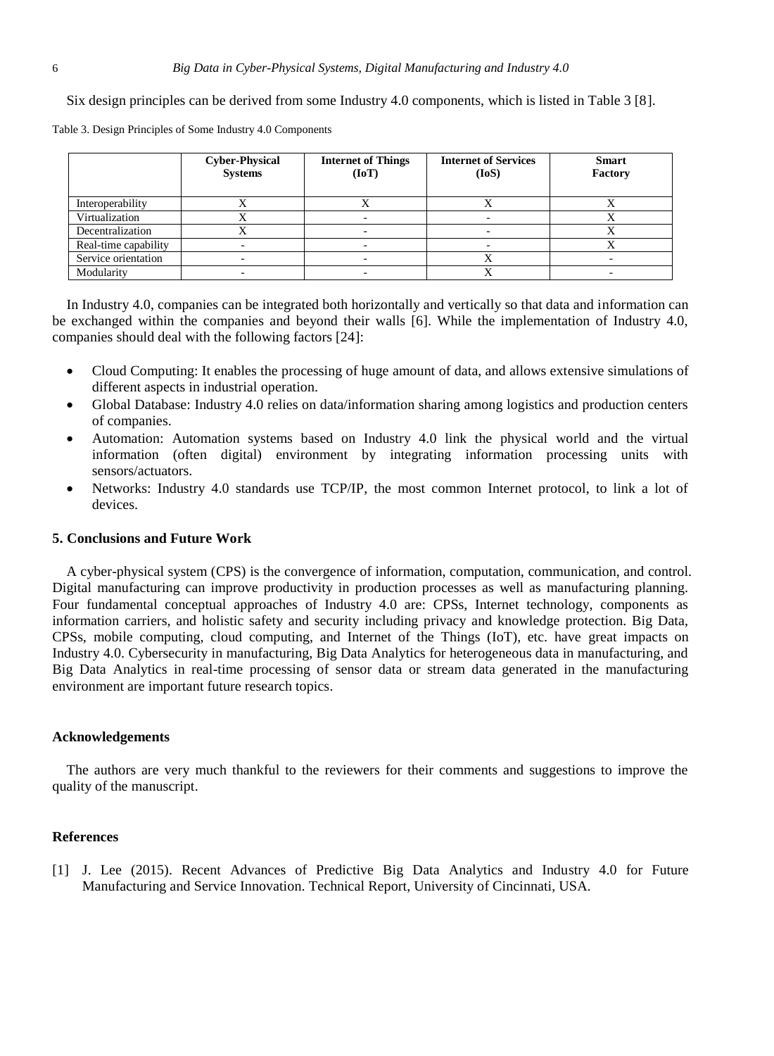Six design principles can be derived from some Industry 4.0 components, which is listed in Table 3 [8].

Table 3. Design Principles of Some Industry 4.0 Components

| | **Cyber-Physical Systems** | **Internet of Things (IoT)** | **Internet of Services (IoS)** | **Smart Factory** |
|---|---|---|---|---|
| Interoperability | X | X | X | X |
| Virtualization | X | - | - | X |
| Decentralization | X | - | - | X |
| Real-time capability | - | - | - | X |
| Service orientation | - | - | X | - |
| Modularity | - | - | X | - |

In Industry 4.0, companies can be integrated both horizontally and vertically so that data and information can be exchanged within the companies and beyond their walls [6]. While the implementation of Industry 4.0, companies should deal with the following factors [24]:

- Cloud Computing: It enables the processing of huge amount of data, and allows extensive simulations of different aspects in industrial operation.
- Global Database: Industry 4.0 relies on data/information sharing among logistics and production centers of companies.
- Automation: Automation systems based on Industry 4.0 link the physical world and the virtual information (often digital) environment by integrating information processing units with sensors/actuators.
- Networks: Industry 4.0 standards use TCP/IP, the most common Internet protocol, to link a lot of devices.

## 5. Conclusions and Future Work

A cyber-physical system (CPS) is the convergence of information, computation, communication, and control. Digital manufacturing can improve productivity in production processes as well as manufacturing planning. Four fundamental conceptual approaches of Industry 4.0 are: CPSs, Internet technology, components as information carriers, and holistic safety and security including privacy and knowledge protection. Big Data, CPSs, mobile computing, cloud computing, and Internet of the Things (IoT), etc. have great impacts on Industry 4.0. Cybersecurity in manufacturing, Big Data Analytics for heterogeneous data in manufacturing, and Big Data Analytics in real-time processing of sensor data or stream data generated in the manufacturing environment are important future research topics.

## Acknowledgements

The authors are very much thankful to the reviewers for their comments and suggestions to improve the quality of the manuscript.

## References

[1] J. Lee (2015). Recent Advances of Predictive Big Data Analytics and Industry 4.0 for Future Manufacturing and Service Innovation. Technical Report, University of Cincinnati, USA.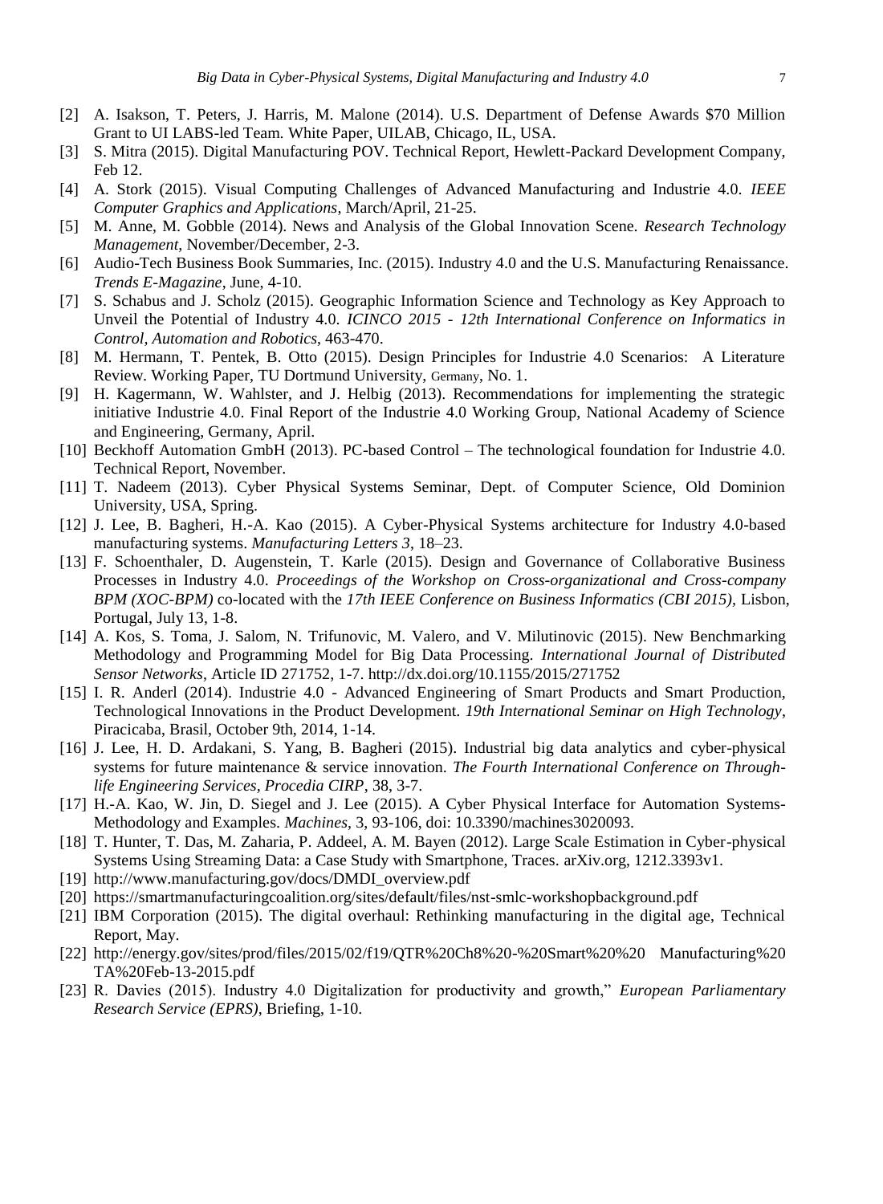[2] A. Isakson, T. Peters, J. Harris, M. Malone (2014). U.S. Department of Defense Awards $70 Million Grant to UI LABS-led Team. White Paper, UILAB, Chicago, IL, USA.

[3] S. Mitra (2015). Digital Manufacturing POV. Technical Report, Hewlett-Packard Development Company, Feb 12.

[4] A. Stork (2015). Visual Computing Challenges of Advanced Manufacturing and Industrie 4.0. *IEEE Computer Graphics and Applications*, March/April, 21-25.

[5] M. Anne, M. Gobble (2014). News and Analysis of the Global Innovation Scene. *Research Technology Management*, November/December, 2-3.

[6] Audio-Tech Business Book Summaries, Inc. (2015). Industry 4.0 and the U.S. Manufacturing Renaissance. *Trends E-Magazine*, June, 4-10.

[7] S. Schabus and J. Scholz (2015). Geographic Information Science and Technology as Key Approach to Unveil the Potential of Industry 4.0. *ICINCO 2015 - 12th International Conference on Informatics in Control, Automation and Robotics*, 463-470.

[8] M. Hermann, T. Pentek, B. Otto (2015). Design Principles for Industrie 4.0 Scenarios: A Literature Review. Working Paper, TU Dortmund University, Germany, No. 1.

[9] H. Kagermann, W. Wahlster, and J. Helbig (2013). Recommendations for implementing the strategic initiative Industrie 4.0. Final Report of the Industrie 4.0 Working Group, National Academy of Science and Engineering, Germany, April.

[10] Beckhoff Automation GmbH (2013). PC-based Control – The technological foundation for Industrie 4.0. Technical Report, November.

[11] T. Nadeem (2013). Cyber Physical Systems Seminar, Dept. of Computer Science, Old Dominion University, USA, Spring.

[12] J. Lee, B. Bagheri, H.-A. Kao (2015). A Cyber-Physical Systems architecture for Industry 4.0-based manufacturing systems. *Manufacturing Letters 3*, 18–23.

[13] F. Schoenthaler, D. Augenstein, T. Karle (2015). Design and Governance of Collaborative Business Processes in Industry 4.0. *Proceedings of the Workshop on Cross-organizational and Cross-company BPM (XOC-BPM)* co-located with the *17th IEEE Conference on Business Informatics (CBI 2015)*, Lisbon, Portugal, July 13, 1-8.

[14] A. Kos, S. Toma, J. Salom, N. Trifunovic, M. Valero, and V. Milutinovic (2015). New Benchmarking Methodology and Programming Model for Big Data Processing. *International Journal of Distributed Sensor Networks*, Article ID 271752, 1-7. http://dx.doi.org/10.1155/2015/271752

[15] I. R. Anderl (2014). Industrie 4.0 - Advanced Engineering of Smart Products and Smart Production, Technological Innovations in the Product Development. *19th International Seminar on High Technology*, Piracicaba, Brasil, October 9th, 2014, 1-14.

[16] J. Lee, H. D. Ardakani, S. Yang, B. Bagheri (2015). Industrial big data analytics and cyber-physical systems for future maintenance & service innovation. *The Fourth International Conference on Through-life Engineering Services, Procedia CIRP*, 38, 3-7.

[17] H.-A. Kao, W. Jin, D. Siegel and J. Lee (2015). A Cyber Physical Interface for Automation Systems-Methodology and Examples. *Machines*, 3, 93-106, doi: 10.3390/machines3020093.

[18] T. Hunter, T. Das, M. Zaharia, P. Addeel, A. M. Bayen (2012). Large Scale Estimation in Cyber-physical Systems Using Streaming Data: a Case Study with Smartphone, Traces. arXiv.org, 1212.3393v1.

[19] http://www.manufacturing.gov/docs/DMDI_overview.pdf

[20] https://smartmanufacturingcoalition.org/sites/default/files/nst-smlc-workshopbackground.pdf

[21] IBM Corporation (2015). The digital overhaul: Rethinking manufacturing in the digital age, Technical Report, May.

[22] http://energy.gov/sites/prod/files/2015/02/f19/QTR%20Ch8%20-%20Smart%20%20 Manufacturing%20TA%20Feb-13-2015.pdf

[23] R. Davies (2015). Industry 4.0 Digitalization for productivity and growth," *European Parliamentary Research Service (EPRS)*, Briefing, 1-10.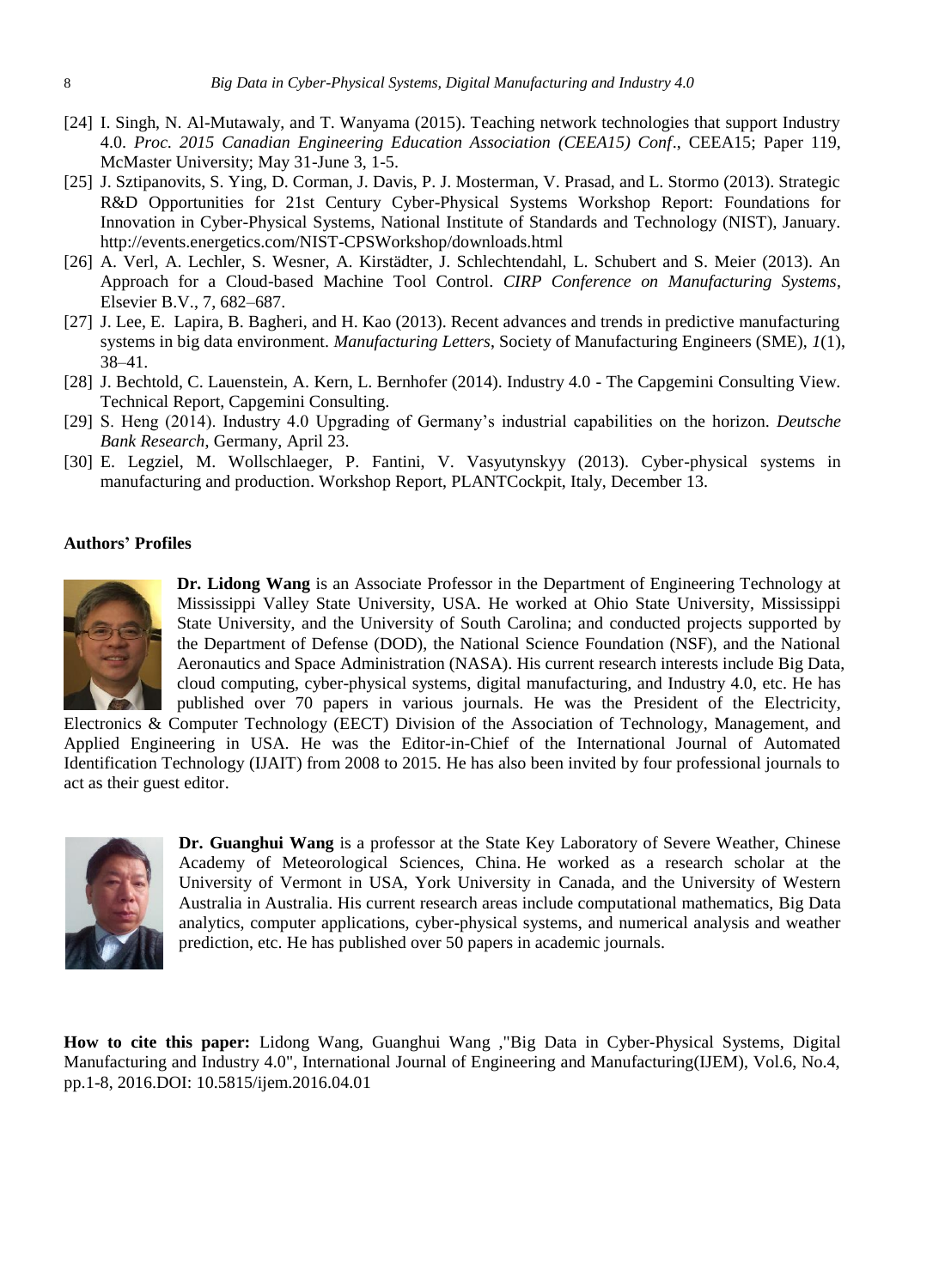[24] I. Singh, N. Al-Mutawaly, and T. Wanyama (2015). Teaching network technologies that support Industry 4.0. *Proc. 2015 Canadian Engineering Education Association (CEEA15) Conf*., CEEA15; Paper 119, McMaster University; May 31-June 3, 1-5.

[25] J. Sztipanovits, S. Ying, D. Corman, J. Davis, P. J. Mosterman, V. Prasad, and L. Stormo (2013). Strategic R&D Opportunities for 21st Century Cyber-Physical Systems Workshop Report: Foundations for Innovation in Cyber-Physical Systems, National Institute of Standards and Technology (NIST), January. http://events.energetics.com/NIST-CPSWorkshop/downloads.html

[26] A. Verl, A. Lechler, S. Wesner, A. Kirstädter, J. Schlechtendahl, L. Schubert and S. Meier (2013). An Approach for a Cloud-based Machine Tool Control. *CIRP Conference on Manufacturing Systems*, Elsevier B.V., 7, 682–687.

[27] J. Lee, E. Lapira, B. Bagheri, and H. Kao (2013). Recent advances and trends in predictive manufacturing systems in big data environment. *Manufacturing Letters*, Society of Manufacturing Engineers (SME), *1*(1), 38–41.

[28] J. Bechtold, C. Lauenstein, A. Kern, L. Bernhofer (2014). Industry 4.0 - The Capgemini Consulting View. Technical Report, Capgemini Consulting.

[29] S. Heng (2014). Industry 4.0 Upgrading of Germany's industrial capabilities on the horizon. *Deutsche Bank Research*, Germany, April 23.

[30] E. Legziel, M. Wollschlaeger, P. Fantini, V. Vasyutynskyy (2013). Cyber-physical systems in manufacturing and production. Workshop Report, PLANTCockpit, Italy, December 13.

**Authors' Profiles**

**Dr. Lidong Wang** is an Associate Professor in the Department of Engineering Technology at Mississippi Valley State University, USA. He worked at Ohio State University, Mississippi State University, and the University of South Carolina; and conducted projects supported by the Department of Defense (DOD), the National Science Foundation (NSF), and the National Aeronautics and Space Administration (NASA). His current research interests include Big Data, cloud computing, cyber-physical systems, digital manufacturing, and Industry 4.0, etc. He has published over 70 papers in various journals. He was the President of the Electricity, Electronics & Computer Technology (EECT) Division of the Association of Technology, Management, and Applied Engineering in USA. He was the Editor-in-Chief of the International Journal of Automated Identification Technology (IJAIT) from 2008 to 2015. He has also been invited by four professional journals to act as their guest editor.

**Dr. Guanghui Wang** is a professor at the State Key Laboratory of Severe Weather, Chinese Academy of Meteorological Sciences, China. He worked as a research scholar at the University of Vermont in USA, York University in Canada, and the University of Western Australia in Australia. His current research areas include computational mathematics, Big Data analytics, computer applications, cyber-physical systems, and numerical analysis and weather prediction, etc. He has published over 50 papers in academic journals.

**How to cite this paper:** Lidong Wang, Guanghui Wang ,"Big Data in Cyber-Physical Systems, Digital Manufacturing and Industry 4.0", International Journal of Engineering and Manufacturing(IJEM), Vol.6, No.4, pp.1-8, 2016.DOI: 10.5815/ijem.2016.04.01